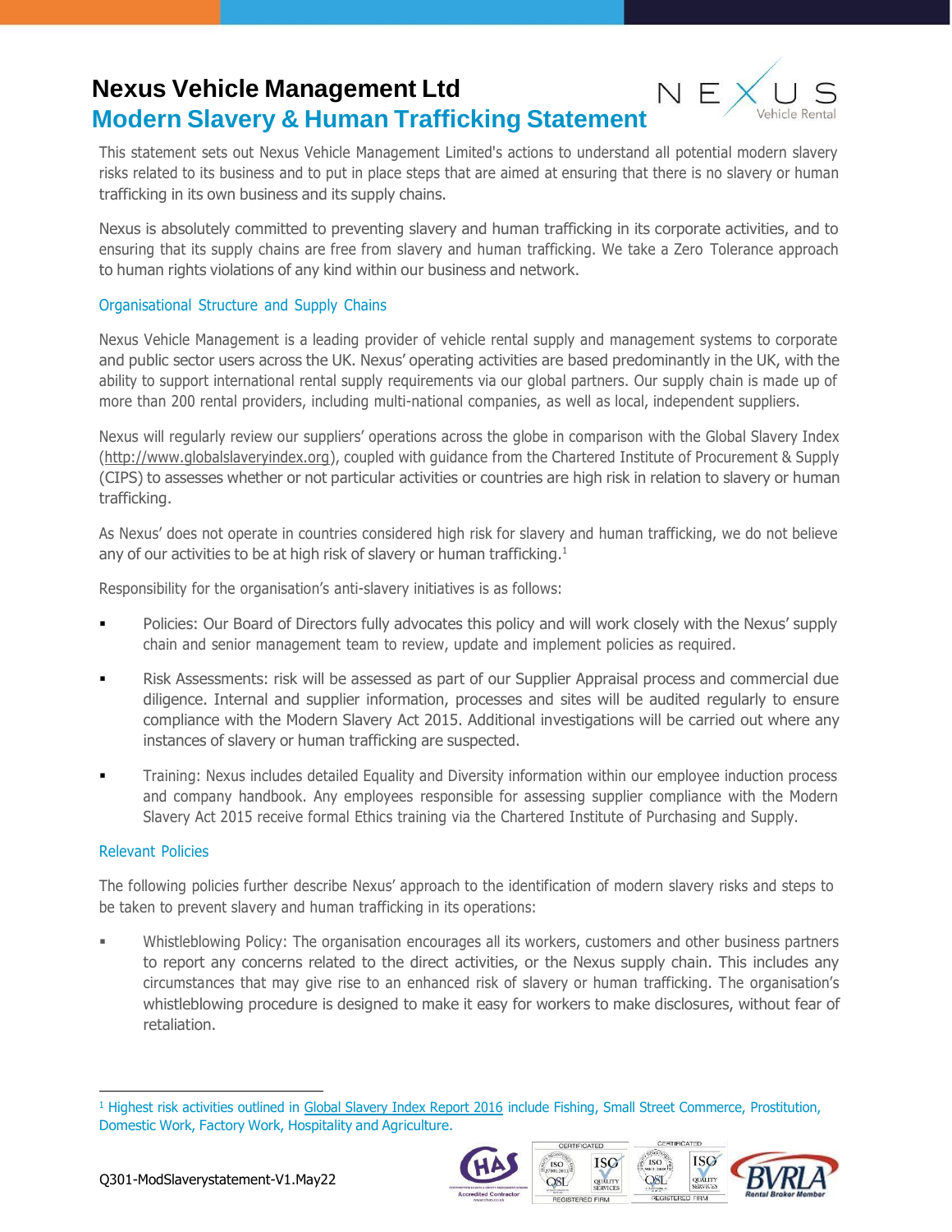# Nexus Vehicle Management Ltd

## Modern Slavery & Human Trafficking Statement

This statement sets out Nexus Vehicle Management Limited's actions to understand all potential modern slavery risks related to its business and to put in place steps that are aimed at ensuring that there is no slavery or human trafficking in its own business and its supply chains.

Nexus is absolutely committed to preventing slavery and human trafficking in its corporate activities, and to ensuring that its supply chains are free from slavery and human trafficking. We take a Zero Tolerance approach to human rights violations of any kind within our business and network.

### Organisational Structure and Supply Chains

Nexus Vehicle Management is a leading provider of vehicle rental supply and management systems to corporate and public sector users across the UK. Nexus' operating activities are based predominantly in the UK, with the ability to support international rental supply requirements via our global partners. Our supply chain is made up of more than 200 rental providers, including multi-national companies, as well as local, independent suppliers.

Nexus will regularly review our suppliers' operations across the globe in comparison with the Global Slavery Index (http://www.globalslaveryindex.org), coupled with guidance from the Chartered Institute of Procurement & Supply (CIPS) to assesses whether or not particular activities or countries are high risk in relation to slavery or human trafficking.

As Nexus' does not operate in countries considered high risk for slavery and human trafficking, we do not believe any of our activities to be at high risk of slavery or human trafficking.[1]

Responsibility for the organisation's anti-slavery initiatives is as follows:

- Policies: Our Board of Directors fully advocates this policy and will work closely with the Nexus' supply chain and senior management team to review, update and implement policies as required.
- Risk Assessments: risk will be assessed as part of our Supplier Appraisal process and commercial due diligence. Internal and supplier information, processes and sites will be audited regularly to ensure compliance with the Modern Slavery Act 2015. Additional investigations will be carried out where any instances of slavery or human trafficking are suspected.
- Training: Nexus includes detailed Equality and Diversity information within our employee induction process and company handbook. Any employees responsible for assessing supplier compliance with the Modern Slavery Act 2015 receive formal Ethics training via the Chartered Institute of Purchasing and Supply.

### Relevant Policies

The following policies further describe Nexus' approach to the identification of modern slavery risks and steps to be taken to prevent slavery and human trafficking in its operations:

- Whistleblowing Policy: The organisation encourages all its workers, customers and other business partners to report any concerns related to the direct activities, or the Nexus supply chain. This includes any circumstances that may give rise to an enhanced risk of slavery or human trafficking. The organisation's whistleblowing procedure is designed to make it easy for workers to make disclosures, without fear of retaliation.

---

[1] Highest risk activities outlined in Global Slavery Index Report 2016 include Fishing, Small Street Commerce, Prostitution, Domestic Work, Factory Work, Hospitality and Agriculture.

Q301-ModSlaverystatement-V1.May22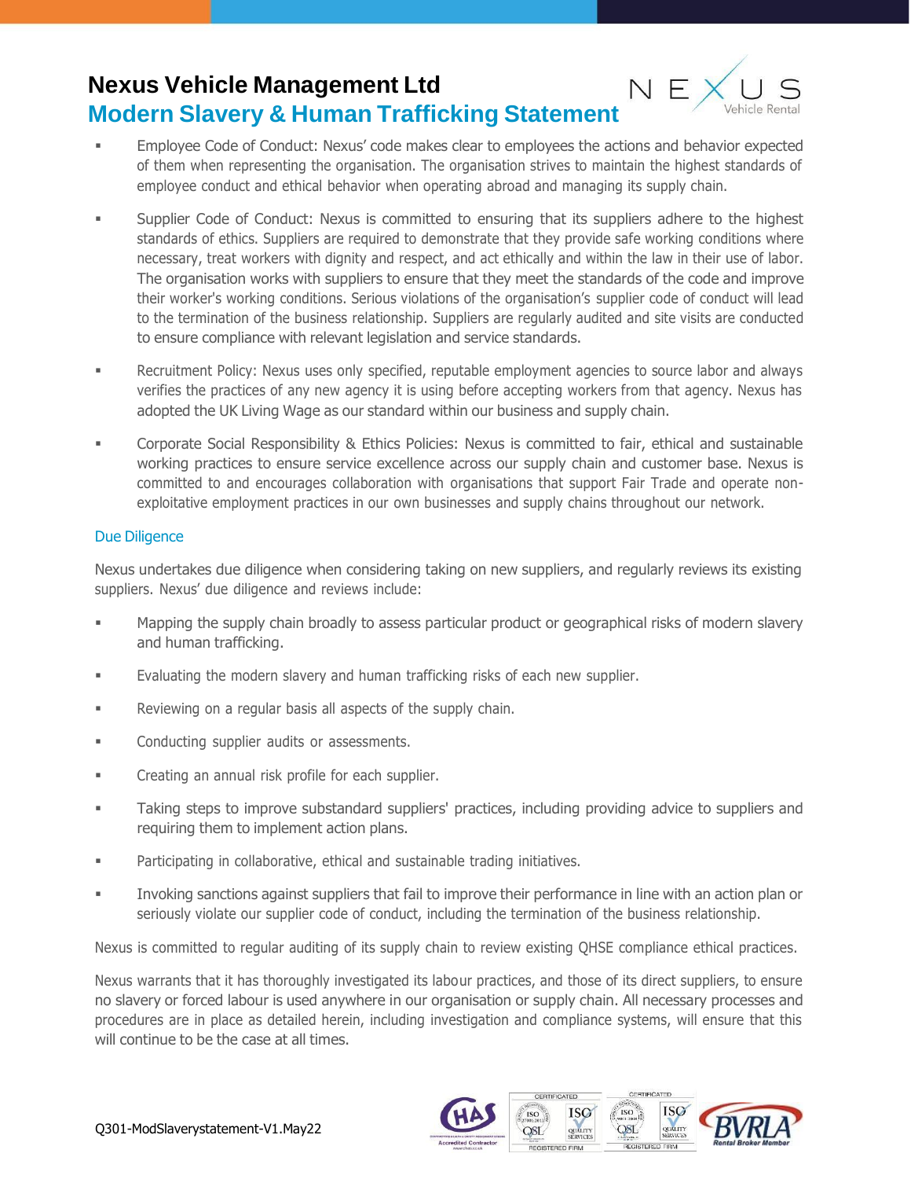- Employee Code of Conduct: Nexus' code makes clear to employees the actions and behavior expected of them when representing the organisation. The organisation strives to maintain the highest standards of employee conduct and ethical behavior when operating abroad and managing its supply chain.

- Supplier Code of Conduct: Nexus is committed to ensuring that its suppliers adhere to the highest standards of ethics. Suppliers are required to demonstrate that they provide safe working conditions where necessary, treat workers with dignity and respect, and act ethically and within the law in their use of labor. The organisation works with suppliers to ensure that they meet the standards of the code and improve their worker's working conditions. Serious violations of the organisation's supplier code of conduct will lead to the termination of the business relationship. Suppliers are regularly audited and site visits are conducted to ensure compliance with relevant legislation and service standards.

- Recruitment Policy: Nexus uses only specified, reputable employment agencies to source labor and always verifies the practices of any new agency it is using before accepting workers from that agency. Nexus has adopted the UK Living Wage as our standard within our business and supply chain.

- Corporate Social Responsibility & Ethics Policies: Nexus is committed to fair, ethical and sustainable working practices to ensure service excellence across our supply chain and customer base. Nexus is committed to and encourages collaboration with organisations that support Fair Trade and operate non-exploitative employment practices in our own businesses and supply chains throughout our network.

## Due Diligence

Nexus undertakes due diligence when considering taking on new suppliers, and regularly reviews its existing suppliers. Nexus' due diligence and reviews include:

- Mapping the supply chain broadly to assess particular product or geographical risks of modern slavery and human trafficking.
- Evaluating the modern slavery and human trafficking risks of each new supplier.
- Reviewing on a regular basis all aspects of the supply chain.
- Conducting supplier audits or assessments.
- Creating an annual risk profile for each supplier.
- Taking steps to improve substandard suppliers' practices, including providing advice to suppliers and requiring them to implement action plans.
- Participating in collaborative, ethical and sustainable trading initiatives.
- Invoking sanctions against suppliers that fail to improve their performance in line with an action plan or seriously violate our supplier code of conduct, including the termination of the business relationship.

Nexus is committed to regular auditing of its supply chain to review existing QHSE compliance ethical practices.

Nexus warrants that it has thoroughly investigated its labour practices, and those of its direct suppliers, to ensure no slavery or forced labour is used anywhere in our organisation or supply chain. All necessary processes and procedures are in place as detailed herein, including investigation and compliance systems, will ensure that this will continue to be the case at all times.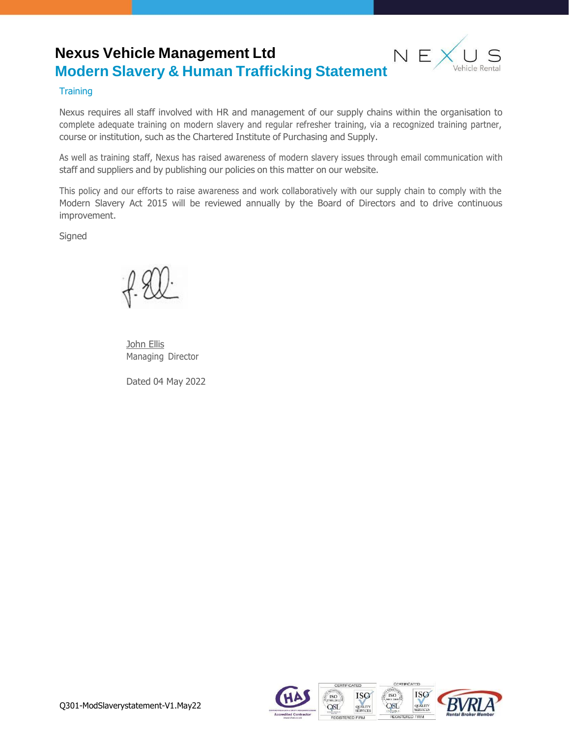## Training

Nexus requires all staff involved with HR and management of our supply chains within the organisation to complete adequate training on modern slavery and regular refresher training, via a recognized training partner, course or institution, such as the Chartered Institute of Purchasing and Supply.

As well as training staff, Nexus has raised awareness of modern slavery issues through email communication with staff and suppliers and by publishing our policies on this matter on our website.

This policy and our efforts to raise awareness and work collaboratively with our supply chain to comply with the Modern Slavery Act 2015 will be reviewed annually by the Board of Directors and to drive continuous improvement.

Signed

John Ellis
Managing Director

Dated 04 May 2022

Q301-ModSlaverystatement-V1.May22